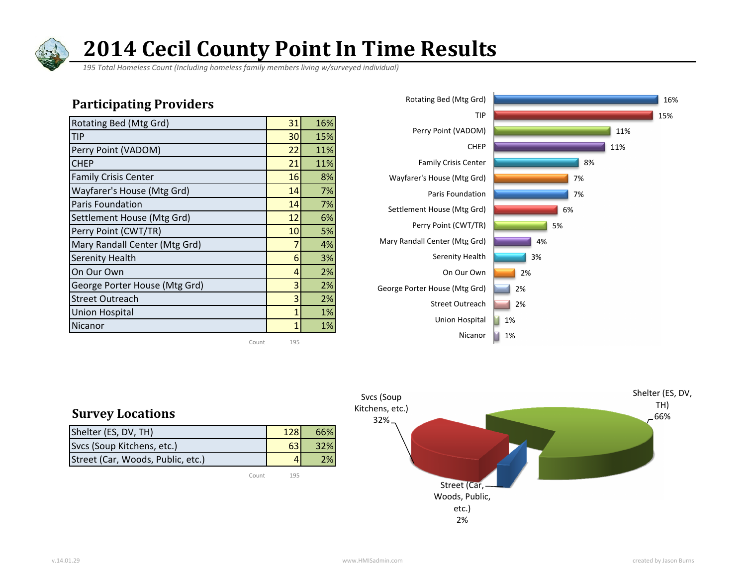# 2014 Cecil County Point In Time Results

*195 Total Homeless Count (Including homeless family members living w/surveyed individual)*

## Participating Providers

| Provider | Count | % |
|---|---|---|
| Rotating Bed (Mtg Grd) | 31 | 16% |
| TIP | 30 | 15% |
| Perry Point (VADOM) | 22 | 11% |
| CHEP | 21 | 11% |
| Family Crisis Center | 16 | 8% |
| Wayfarer's House (Mtg Grd) | 14 | 7% |
| Paris Foundation | 14 | 7% |
| Settlement House (Mtg Grd) | 12 | 6% |
| Perry Point (CWT/TR) | 10 | 5% |
| Mary Randall Center (Mtg Grd) | 7 | 4% |
| Serenity Health | 6 | 3% |
| On Our Own | 4 | 2% |
| George Porter House (Mtg Grd) | 3 | 2% |
| Street Outreach | 3 | 2% |
| Union Hospital | 1 | 1% |
| Nicanor | 1 | 1% |

Count 195

## Survey Locations

| Location | Count | % |
|---|---|---|
| Shelter (ES, DV, TH) | 128 | 66% |
| Svcs (Soup Kitchens, etc.) | 63 | 32% |
| Street (Car, Woods, Public, etc.) | 4 | 2% |

Count 195

v.14.01.29 www.HMISadmin.com created by Jason Burns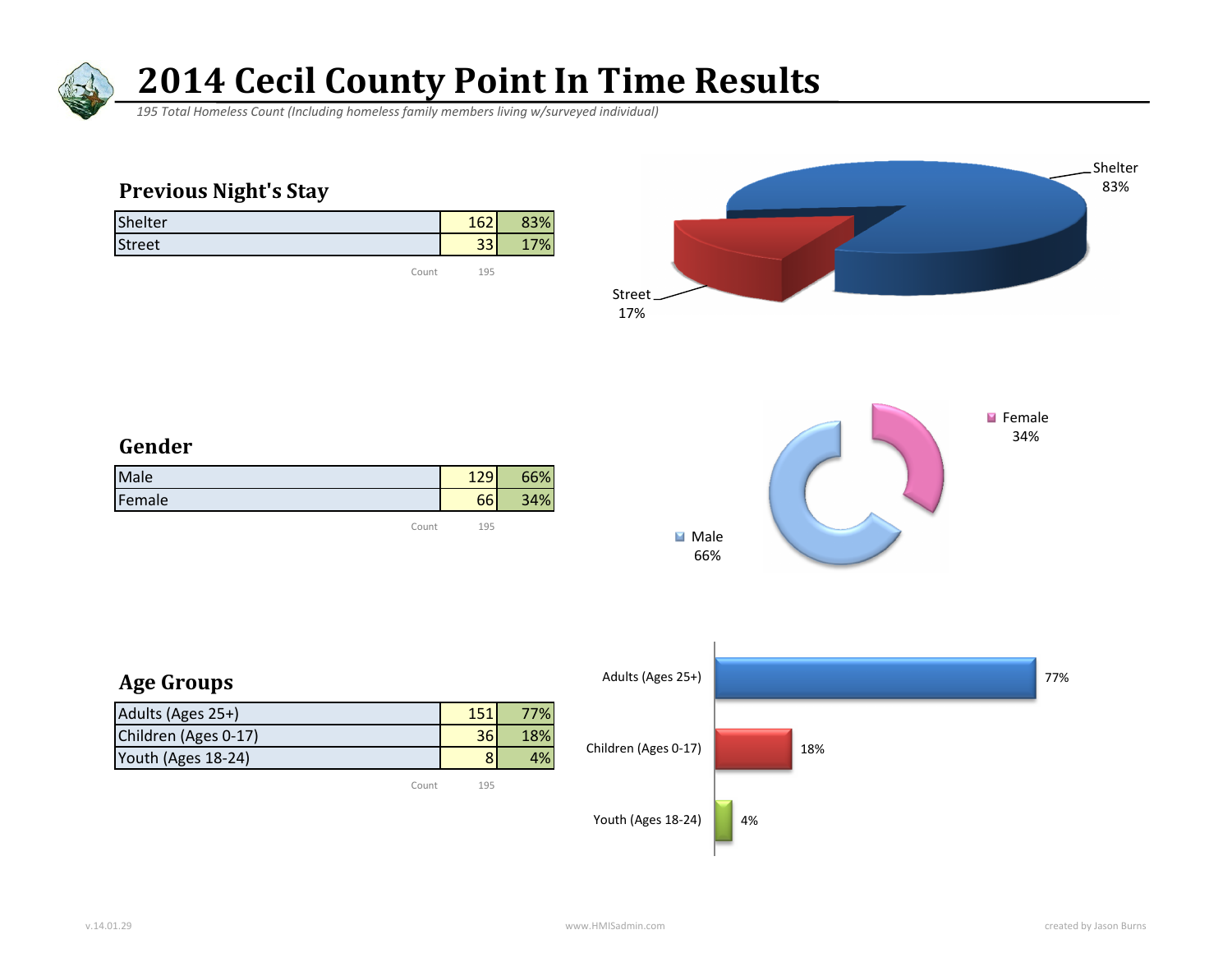# 2014 Cecil County Point In Time Results

*195 Total Homeless Count (Including homeless family members living w/surveyed individual)*

## Previous Night's Stay

| | | |
|---|---|---|
| Shelter | 162 | 83% |
| Street | 33 | 17% |
| Count | 195 | |

Shelter 83%

Street 17%

## Gender

| | | |
|---|---|---|
| Male | 129 | 66% |
| Female | 66 | 34% |
| Count | 195 | |

Female 34%

Male 66%

## Age Groups

| | | |
|---|---|---|
| Adults (Ages 25+) | 151 | 77% |
| Children (Ages 0-17) | 36 | 18% |
| Youth (Ages 18-24) | 8 | 4% |
| Count | 195 | |

Adults (Ages 25+) 77%

Children (Ages 0-17) 18%

Youth (Ages 18-24) 4%

v.14.01.29 www.HMISadmin.com created by Jason Burns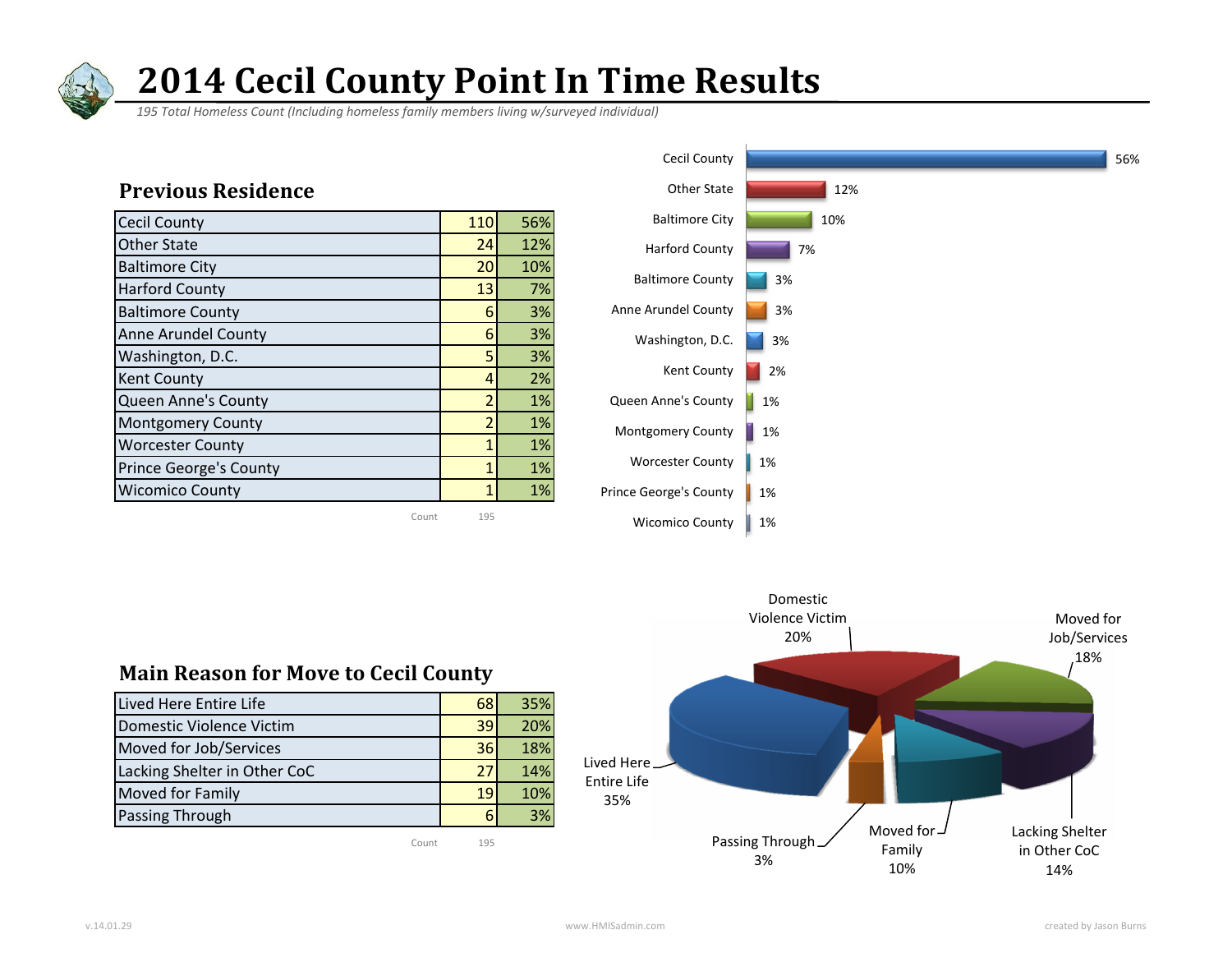# 2014 Cecil County Point In Time Results

*195 Total Homeless Count (Including homeless family members living w/surveyed individual)*

## Previous Residence

| Previous Residence | Count | % |
|---|---|---|
| Cecil County | 110 | 56% |
| Other State | 24 | 12% |
| Baltimore City | 20 | 10% |
| Harford County | 13 | 7% |
| Baltimore County | 6 | 3% |
| Anne Arundel County | 6 | 3% |
| Washington, D.C. | 5 | 3% |
| Kent County | 4 | 2% |
| Queen Anne's County | 2 | 1% |
| Montgomery County | 2 | 1% |
| Worcester County | 1 | 1% |
| Prince George's County | 1 | 1% |
| Wicomico County | 1 | 1% |
| Count | 195 | |

## Main Reason for Move to Cecil County

| Main Reason | Count | % |
|---|---|---|
| Lived Here Entire Life | 68 | 35% |
| Domestic Violence Victim | 39 | 20% |
| Moved for Job/Services | 36 | 18% |
| Lacking Shelter in Other CoC | 27 | 14% |
| Moved for Family | 19 | 10% |
| Passing Through | 6 | 3% |
| Count | 195 | |

v.14.01.29 www.HMISadmin.com created by Jason Burns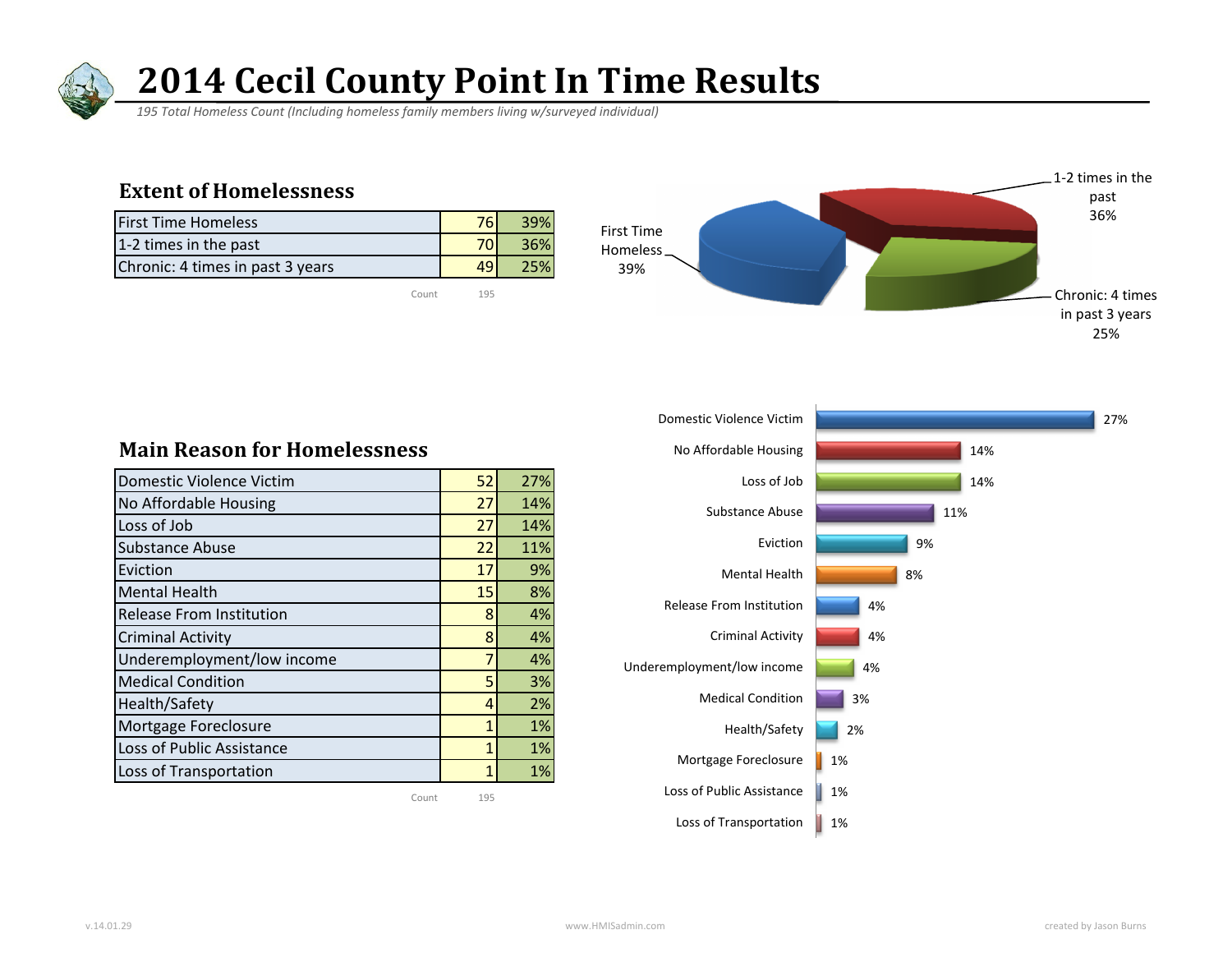# 2014 Cecil County Point In Time Results

*195 Total Homeless Count (Including homeless family members living w/surveyed individual)*

## Extent of Homelessness

| | | |
|---|---|---|
| First Time Homeless | 76 | 39% |
| 1-2 times in the past | 70 | 36% |
| Chronic: 4 times in past 3 years | 49 | 25% |
| Count | 195 | |

First Time Homeless 39%

1-2 times in the past 36%

Chronic: 4 times in past 3 years 25%

## Main Reason for Homelessness

| | | |
|---|---|---|
| Domestic Violence Victim | 52 | 27% |
| No Affordable Housing | 27 | 14% |
| Loss of Job | 27 | 14% |
| Substance Abuse | 22 | 11% |
| Eviction | 17 | 9% |
| Mental Health | 15 | 8% |
| Release From Institution | 8 | 4% |
| Criminal Activity | 8 | 4% |
| Underemployment/low income | 7 | 4% |
| Medical Condition | 5 | 3% |
| Health/Safety | 4 | 2% |
| Mortgage Foreclosure | 1 | 1% |
| Loss of Public Assistance | 1 | 1% |
| Loss of Transportation | 1 | 1% |
| Count | 195 | |

Domestic Violence Victim 27%
No Affordable Housing 14%
Loss of Job 14%
Substance Abuse 11%
Eviction 9%
Mental Health 8%
Release From Institution 4%
Criminal Activity 4%
Underemployment/low income 4%
Medical Condition 3%
Health/Safety 2%
Mortgage Foreclosure 1%
Loss of Public Assistance 1%
Loss of Transportation 1%

v.14.01.29 www.HMISadmin.com created by Jason Burns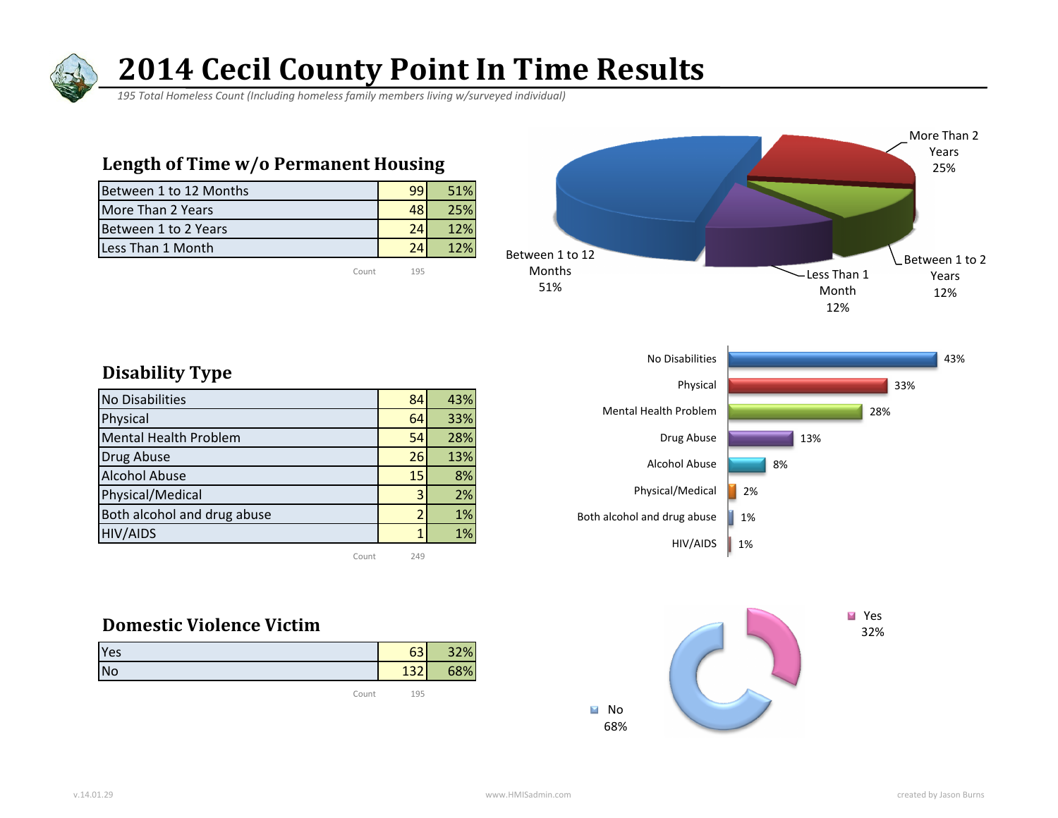# 2014 Cecil County Point In Time Results

*195 Total Homeless Count (Including homeless family members living w/surveyed individual)*

## Length of Time w/o Permanent Housing

| Length of Time | Count | % |
|---|---|---|
| Between 1 to 12 Months | 99 | 51% |
| More Than 2 Years | 48 | 25% |
| Between 1 to 2 Years | 24 | 12% |
| Less Than 1 Month | 24 | 12% |
| Count | 195 | |

## Disability Type

| Disability Type | Count | % |
|---|---|---|
| No Disabilities | 84 | 43% |
| Physical | 64 | 33% |
| Mental Health Problem | 54 | 28% |
| Drug Abuse | 26 | 13% |
| Alcohol Abuse | 15 | 8% |
| Physical/Medical | 3 | 2% |
| Both alcohol and drug abuse | 2 | 1% |
| HIV/AIDS | 1 | 1% |
| Count | 249 | |

## Domestic Violence Victim

| Domestic Violence Victim | Count | % |
|---|---|---|
| Yes | 63 | 32% |
| No | 132 | 68% |
| Count | 195 | |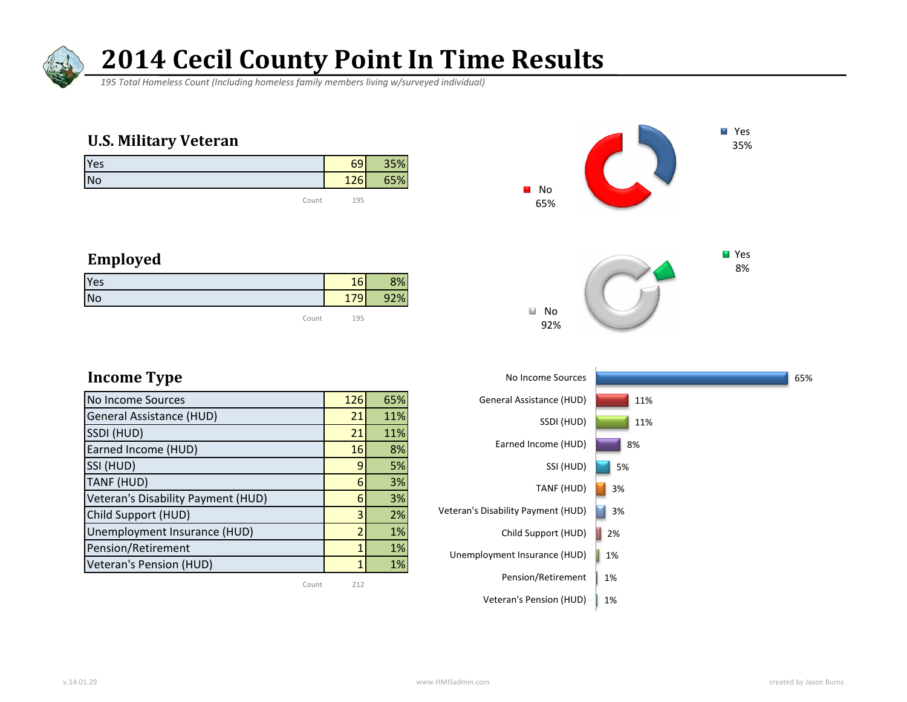# 2014 Cecil County Point In Time Results

*195 Total Homeless Count (Including homeless family members living w/surveyed individual)*

## U.S. Military Veteran

| | | |
|---|---|---|
| Yes | 69 | 35% |
| No | 126 | 65% |
| Count | 195 | |

Yes 35%
No 65%

## Employed

| | | |
|---|---|---|
| Yes | 16 | 8% |
| No | 179 | 92% |
| Count | 195 | |

Yes 8%
No 92%

## Income Type

| | | |
|---|---|---|
| No Income Sources | 126 | 65% |
| General Assistance (HUD) | 21 | 11% |
| SSDI (HUD) | 21 | 11% |
| Earned Income (HUD) | 16 | 8% |
| SSI (HUD) | 9 | 5% |
| TANF (HUD) | 6 | 3% |
| Veteran's Disability Payment (HUD) | 6 | 3% |
| Child Support (HUD) | 3 | 2% |
| Unemployment Insurance (HUD) | 2 | 1% |
| Pension/Retirement | 1 | 1% |
| Veteran's Pension (HUD) | 1 | 1% |
| Count | 212 | |

No Income Sources 65%
General Assistance (HUD) 11%
SSDI (HUD) 11%
Earned Income (HUD) 8%
SSI (HUD) 5%
TANF (HUD) 3%
Veteran's Disability Payment (HUD) 3%
Child Support (HUD) 2%
Unemployment Insurance (HUD) 1%
Pension/Retirement 1%
Veteran's Pension (HUD) 1%

v.14.01.29 www.HMISadmin.com created by Jason Burns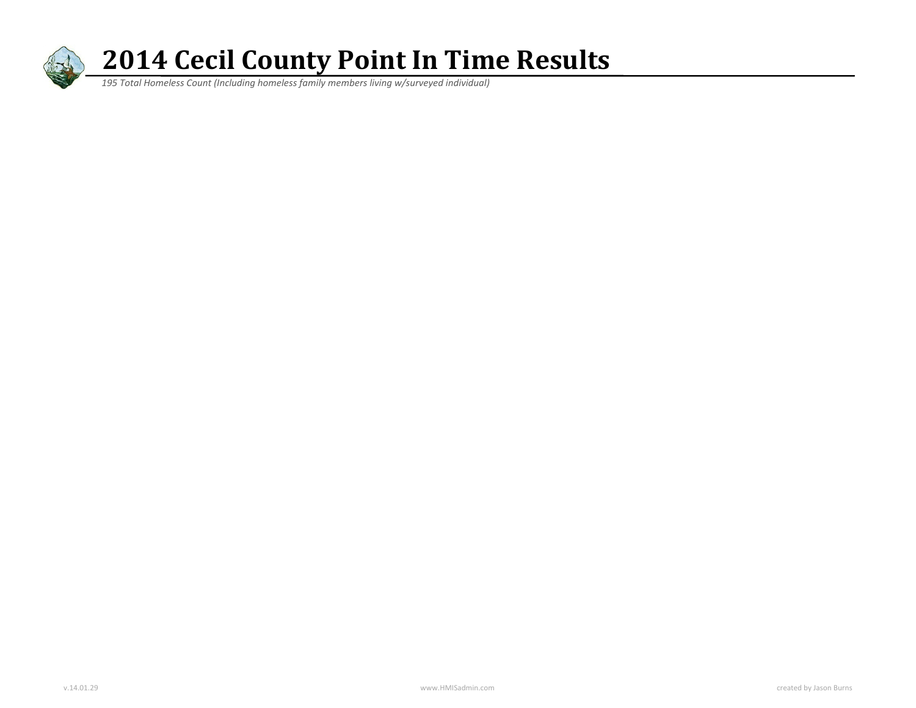# 2014 Cecil County Point In Time Results

*195 Total Homeless Count (Including homeless family members living w/surveyed individual)*